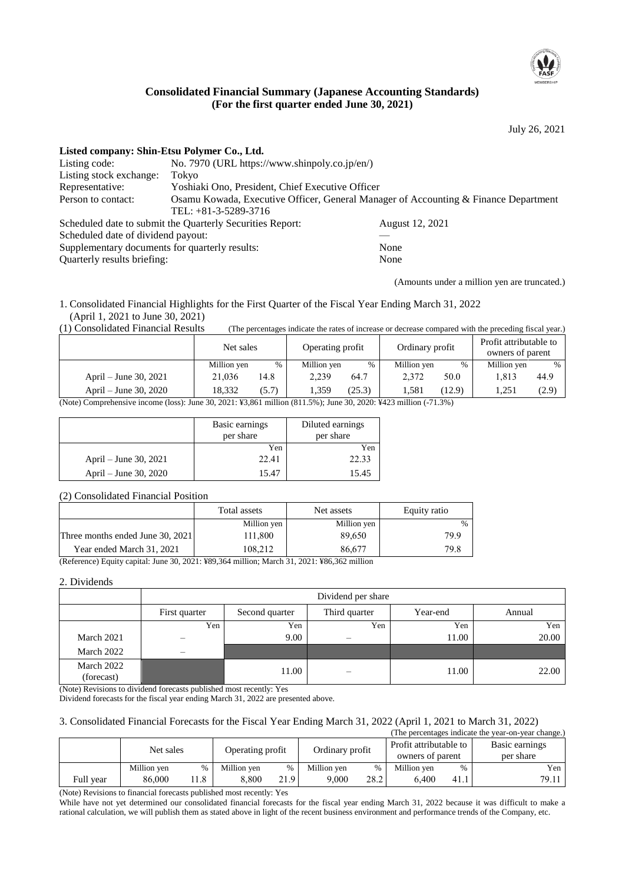# Consolidated Financial Summary (Japanese Accounting Standards)
# (For the first quarter ended June 30, 2021)

July 26, 2021

**Listed company: Shin-Etsu Polymer Co., Ltd.**

| | |
|---|---|
| Listing code: | No. 7970 (URL https://www.shinpoly.co.jp/en/) |
| Listing stock exchange: | Tokyo |
| Representative: | Yoshiaki Ono, President, Chief Executive Officer |
| Person to contact: | Osamu Kowada, Executive Officer, General Manager of Accounting & Finance Department TEL: +81-3-5289-3716 |

| | |
|---|---|
| Scheduled date to submit the Quarterly Securities Report: | August 12, 2021 |
| Scheduled date of dividend payout: | — |
| Supplementary documents for quarterly results: | None |
| Quarterly results briefing: | None |

(Amounts under a million yen are truncated.)

1. Consolidated Financial Highlights for the First Quarter of the Fiscal Year Ending March 31, 2022 (April 1, 2021 to June 30, 2021)

(1) Consolidated Financial Results (The percentages indicate the rates of increase or decrease compared with the preceding fiscal year.)

| | Net sales | | Operating profit | | Ordinary profit | | Profit attributable to owners of parent | |
|---|---|---|---|---|---|---|---|---|
| | Million yen | % | Million yen | % | Million yen | % | Million yen | % |
| April – June 30, 2021 | 21,036 | 14.8 | 2,239 | 64.7 | 2,372 | 50.0 | 1,813 | 44.9 |
| April – June 30, 2020 | 18,332 | (5.7) | 1,359 | (25.3) | 1,581 | (12.9) | 1,251 | (2.9) |

(Note) Comprehensive income (loss): June 30, 2021: ¥3,861 million (811.5%); June 30, 2020: ¥423 million (-71.3%)

| | Basic earnings per share | Diluted earnings per share |
|---|---|---|
| | Yen | Yen |
| April – June 30, 2021 | 22.41 | 22.33 |
| April – June 30, 2020 | 15.47 | 15.45 |

(2) Consolidated Financial Position

| | Total assets | Net assets | Equity ratio |
|---|---|---|---|
| | Million yen | Million yen | % |
| Three months ended June 30, 2021 | 111,800 | 89,650 | 79.9 |
| Year ended March 31, 2021 | 108,212 | 86,677 | 79.8 |

(Reference) Equity capital: June 30, 2021: ¥89,364 million; March 31, 2021: ¥86,362 million

2. Dividends

| | Dividend per share | | | | |
|---|---|---|---|---|---|
| | First quarter | Second quarter | Third quarter | Year-end | Annual |
| | Yen | Yen | Yen | Yen | Yen |
| March 2021 | – | 9.00 | – | 11.00 | 20.00 |
| March 2022 | – | | | | |
| March 2022 (forecast) | | 11.00 | – | 11.00 | 22.00 |

(Note) Revisions to dividend forecasts published most recently: Yes

Dividend forecasts for the fiscal year ending March 31, 2022 are presented above.

3. Consolidated Financial Forecasts for the Fiscal Year Ending March 31, 2022 (April 1, 2021 to March 31, 2022)

(The percentages indicate the year-on-year change.)

| | Net sales | | Operating profit | | Ordinary profit | | Profit attributable to owners of parent | | Basic earnings per share |
|---|---|---|---|---|---|---|---|---|---|
| | Million yen | % | Million yen | % | Million yen | % | Million yen | % | Yen |
| Full year | 86,000 | 11.8 | 8,800 | 21.9 | 9,000 | 28.2 | 6,400 | 41.1 | 79.11 |

(Note) Revisions to financial forecasts published most recently: Yes

While have not yet determined our consolidated financial forecasts for the fiscal year ending March 31, 2022 because it was difficult to make a rational calculation, we will publish them as stated above in light of the recent business environment and performance trends of the Company, etc.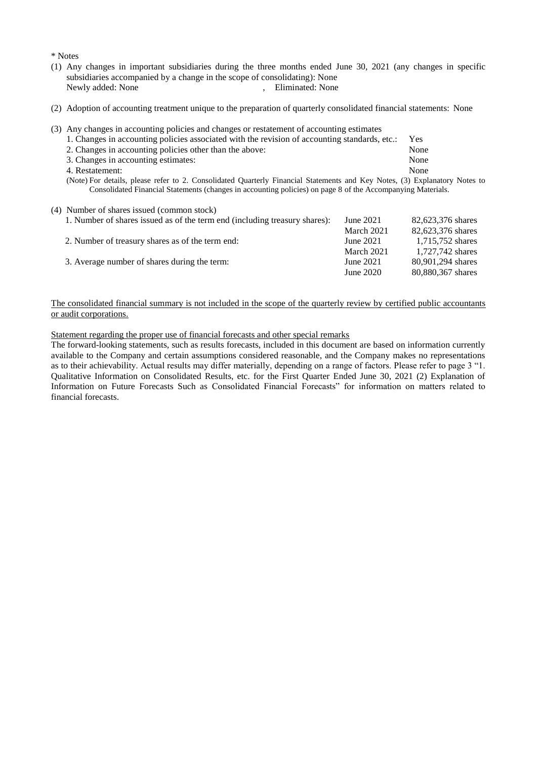\* Notes

(1) Any changes in important subsidiaries during the three months ended June 30, 2021 (any changes in specific subsidiaries accompanied by a change in the scope of consolidating): None
Newly added: None , Eliminated: None

(2) Adoption of accounting treatment unique to the preparation of quarterly consolidated financial statements: None

(3) Any changes in accounting policies and changes or restatement of accounting estimates

| | |
|---|---|
| 1. Changes in accounting policies associated with the revision of accounting standards, etc.: | Yes |
| 2. Changes in accounting policies other than the above: | None |
| 3. Changes in accounting estimates: | None |
| 4. Restatement: | None |

(Note) For details, please refer to 2. Consolidated Quarterly Financial Statements and Key Notes, (3) Explanatory Notes to Consolidated Financial Statements (changes in accounting policies) on page 8 of the Accompanying Materials.

(4) Number of shares issued (common stock)

| | | |
|---|---|---|
| 1. Number of shares issued as of the term end (including treasury shares): | June 2021 | 82,623,376 shares |
| | March 2021 | 82,623,376 shares |
| 2. Number of treasury shares as of the term end: | June 2021 | 1,715,752 shares |
| | March 2021 | 1,727,742 shares |
| 3. Average number of shares during the term: | June 2021 | 80,901,294 shares |
| | June 2020 | 80,880,367 shares |

The consolidated financial summary is not included in the scope of the quarterly review by certified public accountants or audit corporations.

Statement regarding the proper use of financial forecasts and other special remarks

The forward-looking statements, such as results forecasts, included in this document are based on information currently available to the Company and certain assumptions considered reasonable, and the Company makes no representations as to their achievability. Actual results may differ materially, depending on a range of factors. Please refer to page 3 "1. Qualitative Information on Consolidated Results, etc. for the First Quarter Ended June 30, 2021 (2) Explanation of Information on Future Forecasts Such as Consolidated Financial Forecasts" for information on matters related to financial forecasts.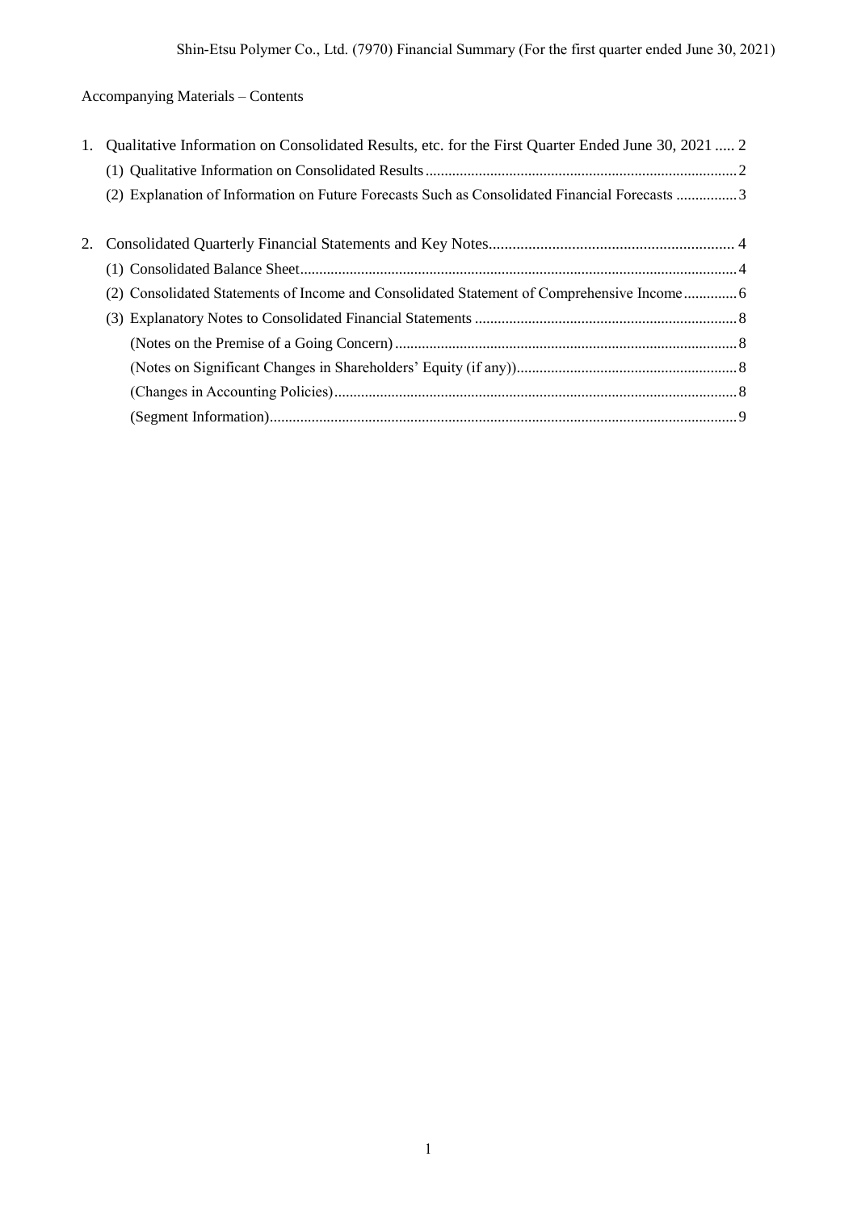Accompanying Materials – Contents

1. Qualitative Information on Consolidated Results, etc. for the First Quarter Ended June 30, 2021 ..... 2
   - (1) Qualitative Information on Consolidated Results ..... 2
   - (2) Explanation of Information on Future Forecasts Such as Consolidated Financial Forecasts ..... 3

2. Consolidated Quarterly Financial Statements and Key Notes ..... 4
   - (1) Consolidated Balance Sheet ..... 4
   - (2) Consolidated Statements of Income and Consolidated Statement of Comprehensive Income ..... 6
   - (3) Explanatory Notes to Consolidated Financial Statements ..... 8
     - (Notes on the Premise of a Going Concern) ..... 8
     - (Notes on Significant Changes in Shareholders' Equity (if any)) ..... 8
     - (Changes in Accounting Policies) ..... 8
     - (Segment Information) ..... 9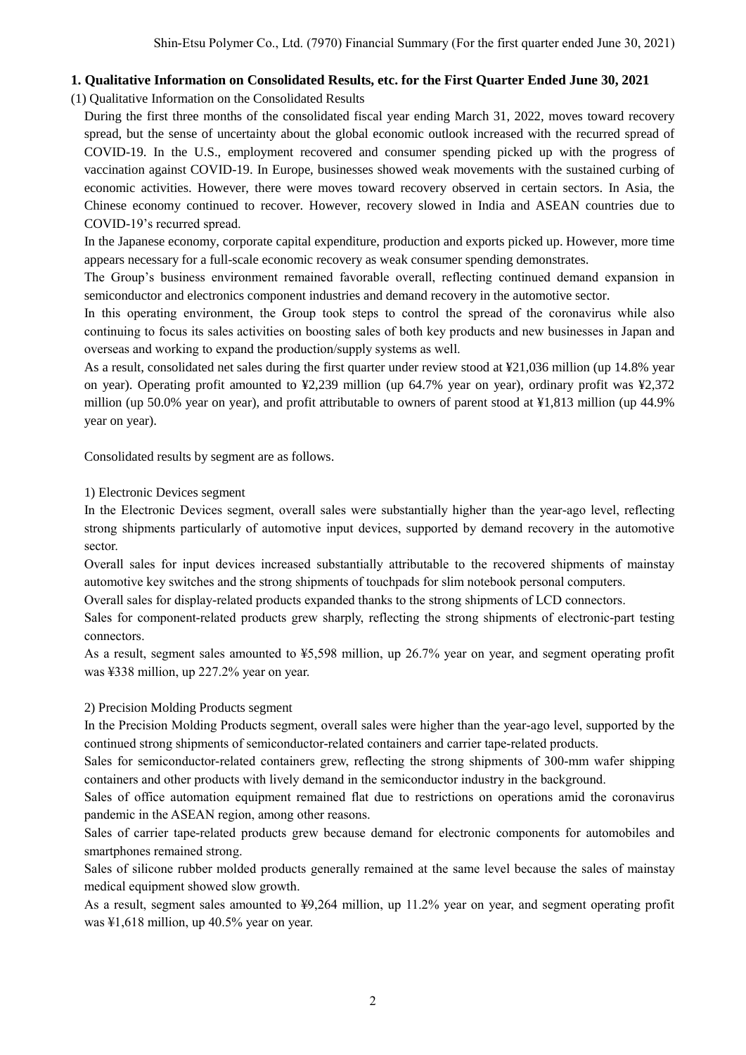## 1. Qualitative Information on Consolidated Results, etc. for the First Quarter Ended June 30, 2021

(1) Qualitative Information on the Consolidated Results

During the first three months of the consolidated fiscal year ending March 31, 2022, moves toward recovery spread, but the sense of uncertainty about the global economic outlook increased with the recurred spread of COVID-19. In the U.S., employment recovered and consumer spending picked up with the progress of vaccination against COVID-19. In Europe, businesses showed weak movements with the sustained curbing of economic activities. However, there were moves toward recovery observed in certain sectors. In Asia, the Chinese economy continued to recover. However, recovery slowed in India and ASEAN countries due to COVID-19's recurred spread.

In the Japanese economy, corporate capital expenditure, production and exports picked up. However, more time appears necessary for a full-scale economic recovery as weak consumer spending demonstrates.

The Group's business environment remained favorable overall, reflecting continued demand expansion in semiconductor and electronics component industries and demand recovery in the automotive sector.

In this operating environment, the Group took steps to control the spread of the coronavirus while also continuing to focus its sales activities on boosting sales of both key products and new businesses in Japan and overseas and working to expand the production/supply systems as well.

As a result, consolidated net sales during the first quarter under review stood at ¥21,036 million (up 14.8% year on year). Operating profit amounted to ¥2,239 million (up 64.7% year on year), ordinary profit was ¥2,372 million (up 50.0% year on year), and profit attributable to owners of parent stood at ¥1,813 million (up 44.9% year on year).

Consolidated results by segment are as follows.

1) Electronic Devices segment

In the Electronic Devices segment, overall sales were substantially higher than the year-ago level, reflecting strong shipments particularly of automotive input devices, supported by demand recovery in the automotive sector.

Overall sales for input devices increased substantially attributable to the recovered shipments of mainstay automotive key switches and the strong shipments of touchpads for slim notebook personal computers.

Overall sales for display-related products expanded thanks to the strong shipments of LCD connectors.

Sales for component-related products grew sharply, reflecting the strong shipments of electronic-part testing connectors.

As a result, segment sales amounted to ¥5,598 million, up 26.7% year on year, and segment operating profit was ¥338 million, up 227.2% year on year.

2) Precision Molding Products segment

In the Precision Molding Products segment, overall sales were higher than the year-ago level, supported by the continued strong shipments of semiconductor-related containers and carrier tape-related products.

Sales for semiconductor-related containers grew, reflecting the strong shipments of 300-mm wafer shipping containers and other products with lively demand in the semiconductor industry in the background.

Sales of office automation equipment remained flat due to restrictions on operations amid the coronavirus pandemic in the ASEAN region, among other reasons.

Sales of carrier tape-related products grew because demand for electronic components for automobiles and smartphones remained strong.

Sales of silicone rubber molded products generally remained at the same level because the sales of mainstay medical equipment showed slow growth.

As a result, segment sales amounted to ¥9,264 million, up 11.2% year on year, and segment operating profit was ¥1,618 million, up 40.5% year on year.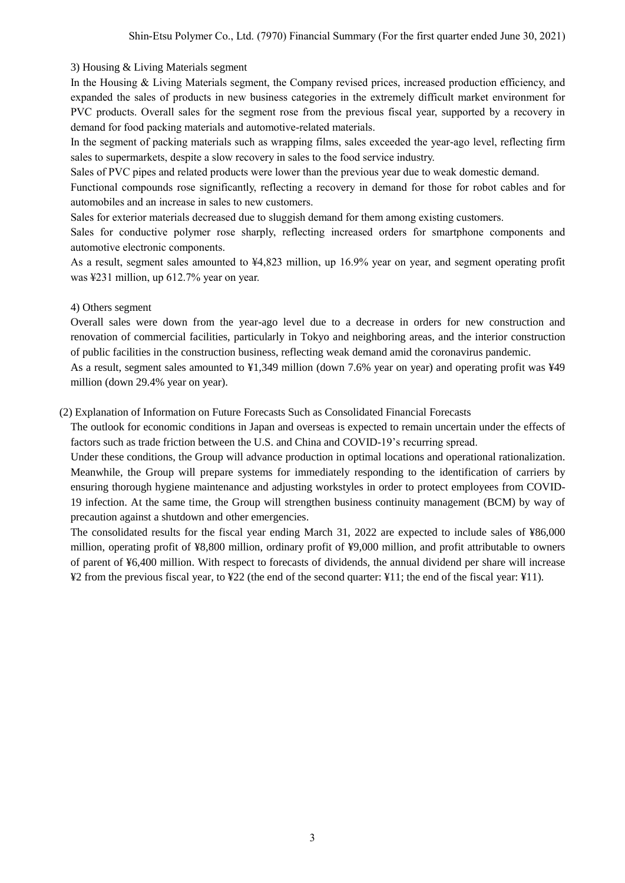3) Housing & Living Materials segment

In the Housing & Living Materials segment, the Company revised prices, increased production efficiency, and expanded the sales of products in new business categories in the extremely difficult market environment for PVC products. Overall sales for the segment rose from the previous fiscal year, supported by a recovery in demand for food packing materials and automotive-related materials.

In the segment of packing materials such as wrapping films, sales exceeded the year-ago level, reflecting firm sales to supermarkets, despite a slow recovery in sales to the food service industry.

Sales of PVC pipes and related products were lower than the previous year due to weak domestic demand.

Functional compounds rose significantly, reflecting a recovery in demand for those for robot cables and for automobiles and an increase in sales to new customers.

Sales for exterior materials decreased due to sluggish demand for them among existing customers.

Sales for conductive polymer rose sharply, reflecting increased orders for smartphone components and automotive electronic components.

As a result, segment sales amounted to ¥4,823 million, up 16.9% year on year, and segment operating profit was ¥231 million, up 612.7% year on year.

4) Others segment

Overall sales were down from the year-ago level due to a decrease in orders for new construction and renovation of commercial facilities, particularly in Tokyo and neighboring areas, and the interior construction of public facilities in the construction business, reflecting weak demand amid the coronavirus pandemic.

As a result, segment sales amounted to ¥1,349 million (down 7.6% year on year) and operating profit was ¥49 million (down 29.4% year on year).

(2) Explanation of Information on Future Forecasts Such as Consolidated Financial Forecasts

The outlook for economic conditions in Japan and overseas is expected to remain uncertain under the effects of factors such as trade friction between the U.S. and China and COVID-19's recurring spread.

Under these conditions, the Group will advance production in optimal locations and operational rationalization. Meanwhile, the Group will prepare systems for immediately responding to the identification of carriers by ensuring thorough hygiene maintenance and adjusting workstyles in order to protect employees from COVID-19 infection. At the same time, the Group will strengthen business continuity management (BCM) by way of precaution against a shutdown and other emergencies.

The consolidated results for the fiscal year ending March 31, 2022 are expected to include sales of ¥86,000 million, operating profit of ¥8,800 million, ordinary profit of ¥9,000 million, and profit attributable to owners of parent of ¥6,400 million. With respect to forecasts of dividends, the annual dividend per share will increase ¥2 from the previous fiscal year, to ¥22 (the end of the second quarter: ¥11; the end of the fiscal year: ¥11).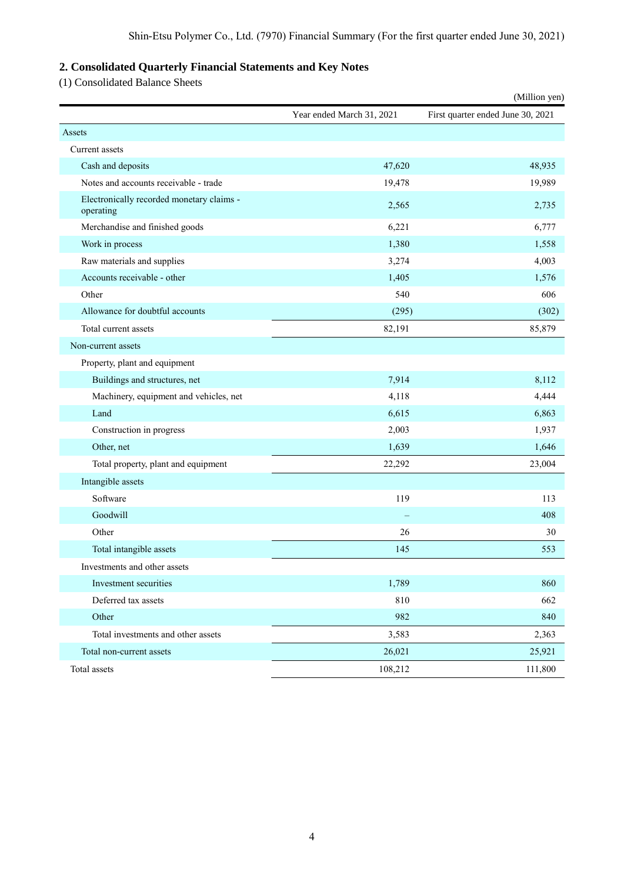## 2. Consolidated Quarterly Financial Statements and Key Notes

(1) Consolidated Balance Sheets

(Million yen)

| | Year ended March 31, 2021 | First quarter ended June 30, 2021 |
|---|---|---|
| Assets | | |
| Current assets | | |
| Cash and deposits | 47,620 | 48,935 |
| Notes and accounts receivable - trade | 19,478 | 19,989 |
| Electronically recorded monetary claims - operating | 2,565 | 2,735 |
| Merchandise and finished goods | 6,221 | 6,777 |
| Work in process | 1,380 | 1,558 |
| Raw materials and supplies | 3,274 | 4,003 |
| Accounts receivable - other | 1,405 | 1,576 |
| Other | 540 | 606 |
| Allowance for doubtful accounts | (295) | (302) |
| Total current assets | 82,191 | 85,879 |
| Non-current assets | | |
| Property, plant and equipment | | |
| Buildings and structures, net | 7,914 | 8,112 |
| Machinery, equipment and vehicles, net | 4,118 | 4,444 |
| Land | 6,615 | 6,863 |
| Construction in progress | 2,003 | 1,937 |
| Other, net | 1,639 | 1,646 |
| Total property, plant and equipment | 22,292 | 23,004 |
| Intangible assets | | |
| Software | 119 | 113 |
| Goodwill | – | 408 |
| Other | 26 | 30 |
| Total intangible assets | 145 | 553 |
| Investments and other assets | | |
| Investment securities | 1,789 | 860 |
| Deferred tax assets | 810 | 662 |
| Other | 982 | 840 |
| Total investments and other assets | 3,583 | 2,363 |
| Total non-current assets | 26,021 | 25,921 |
| Total assets | 108,212 | 111,800 |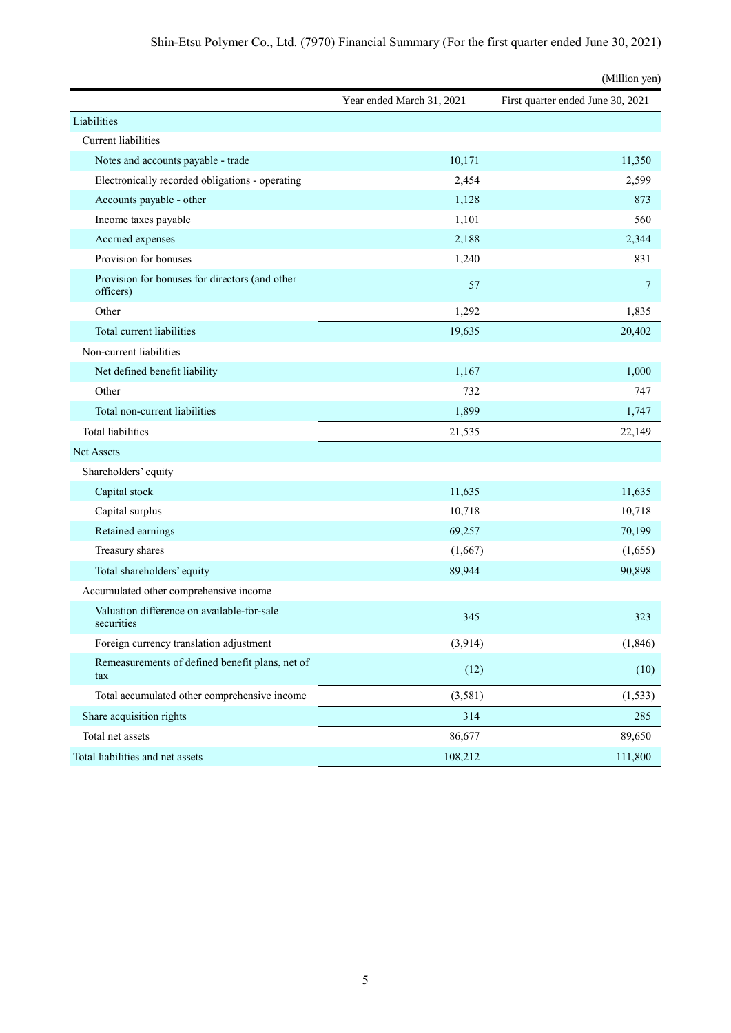(Million yen)

| | Year ended March 31, 2021 | First quarter ended June 30, 2021 |
|---|---|---|
| Liabilities | | |
| Current liabilities | | |
| Notes and accounts payable - trade | 10,171 | 11,350 |
| Electronically recorded obligations - operating | 2,454 | 2,599 |
| Accounts payable - other | 1,128 | 873 |
| Income taxes payable | 1,101 | 560 |
| Accrued expenses | 2,188 | 2,344 |
| Provision for bonuses | 1,240 | 831 |
| Provision for bonuses for directors (and other officers) | 57 | 7 |
| Other | 1,292 | 1,835 |
| Total current liabilities | 19,635 | 20,402 |
| Non-current liabilities | | |
| Net defined benefit liability | 1,167 | 1,000 |
| Other | 732 | 747 |
| Total non-current liabilities | 1,899 | 1,747 |
| Total liabilities | 21,535 | 22,149 |
| Net Assets | | |
| Shareholders' equity | | |
| Capital stock | 11,635 | 11,635 |
| Capital surplus | 10,718 | 10,718 |
| Retained earnings | 69,257 | 70,199 |
| Treasury shares | (1,667) | (1,655) |
| Total shareholders' equity | 89,944 | 90,898 |
| Accumulated other comprehensive income | | |
| Valuation difference on available-for-sale securities | 345 | 323 |
| Foreign currency translation adjustment | (3,914) | (1,846) |
| Remeasurements of defined benefit plans, net of tax | (12) | (10) |
| Total accumulated other comprehensive income | (3,581) | (1,533) |
| Share acquisition rights | 314 | 285 |
| Total net assets | 86,677 | 89,650 |
| Total liabilities and net assets | 108,212 | 111,800 |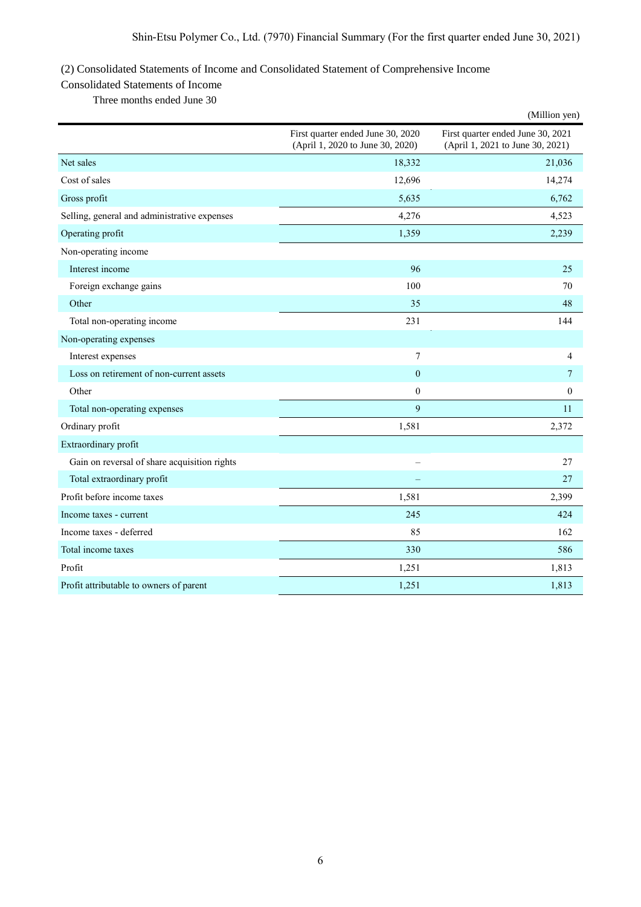(2) Consolidated Statements of Income and Consolidated Statement of Comprehensive Income

Consolidated Statements of Income

Three months ended June 30

(Million yen)

| | First quarter ended June 30, 2020 (April 1, 2020 to June 30, 2020) | First quarter ended June 30, 2021 (April 1, 2021 to June 30, 2021) |
|---|---|---|
| Net sales | 18,332 | 21,036 |
| Cost of sales | 12,696 | 14,274 |
| Gross profit | 5,635 | 6,762 |
| Selling, general and administrative expenses | 4,276 | 4,523 |
| Operating profit | 1,359 | 2,239 |
| Non-operating income | | |
| Interest income | 96 | 25 |
| Foreign exchange gains | 100 | 70 |
| Other | 35 | 48 |
| Total non-operating income | 231 | 144 |
| Non-operating expenses | | |
| Interest expenses | 7 | 4 |
| Loss on retirement of non-current assets | 0 | 7 |
| Other | 0 | 0 |
| Total non-operating expenses | 9 | 11 |
| Ordinary profit | 1,581 | 2,372 |
| Extraordinary profit | | |
| Gain on reversal of share acquisition rights | – | 27 |
| Total extraordinary profit | – | 27 |
| Profit before income taxes | 1,581 | 2,399 |
| Income taxes - current | 245 | 424 |
| Income taxes - deferred | 85 | 162 |
| Total income taxes | 330 | 586 |
| Profit | 1,251 | 1,813 |
| Profit attributable to owners of parent | 1,251 | 1,813 |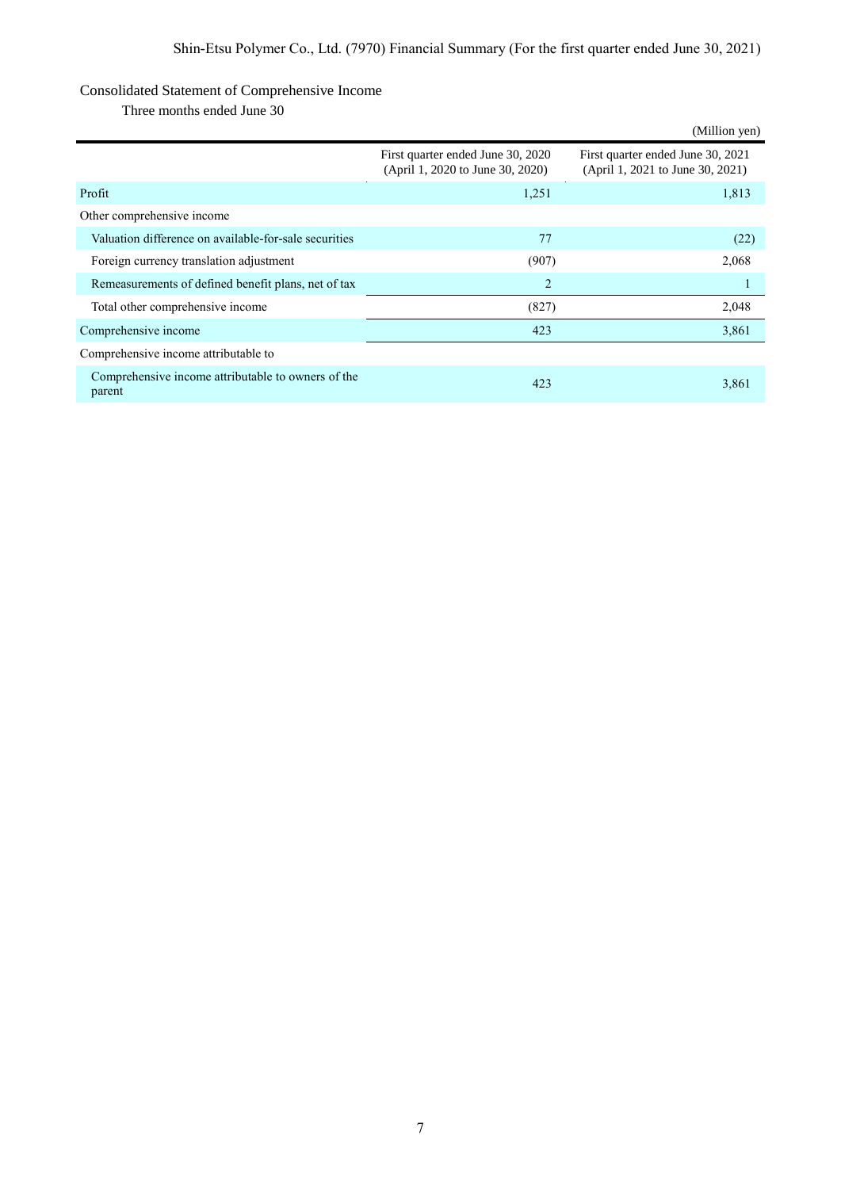## Consolidated Statement of Comprehensive Income

Three months ended June 30

(Million yen)

| | First quarter ended June 30, 2020 (April 1, 2020 to June 30, 2020) | First quarter ended June 30, 2021 (April 1, 2021 to June 30, 2021) |
|---|---|---|
| Profit | 1,251 | 1,813 |
| Other comprehensive income | | |
| Valuation difference on available-for-sale securities | 77 | (22) |
| Foreign currency translation adjustment | (907) | 2,068 |
| Remeasurements of defined benefit plans, net of tax | 2 | 1 |
| Total other comprehensive income | (827) | 2,048 |
| Comprehensive income | 423 | 3,861 |
| Comprehensive income attributable to | | |
| Comprehensive income attributable to owners of the parent | 423 | 3,861 |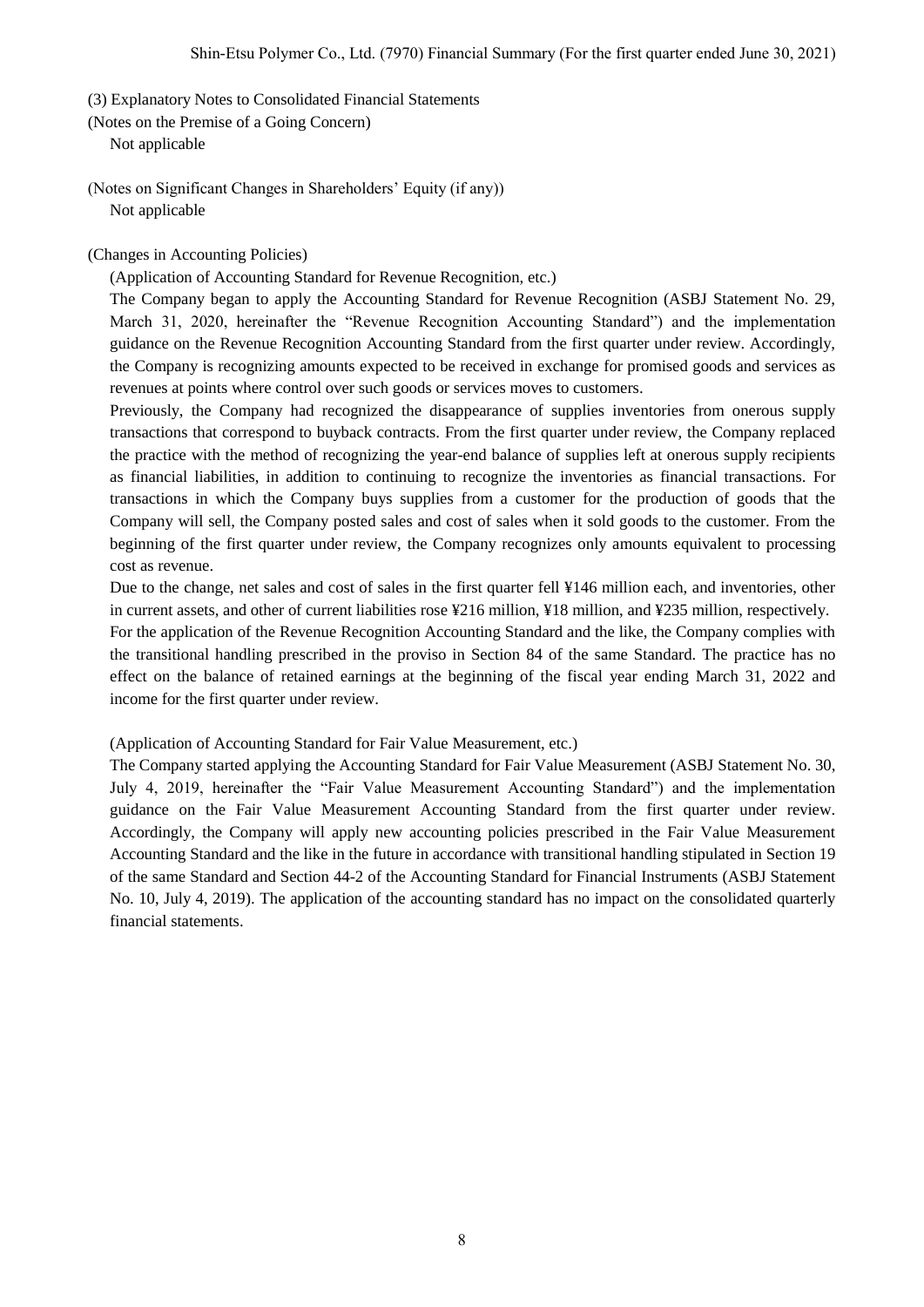### (3) Explanatory Notes to Consolidated Financial Statements

(Notes on the Premise of a Going Concern)

Not applicable

(Notes on Significant Changes in Shareholders' Equity (if any))

Not applicable

(Changes in Accounting Policies)

(Application of Accounting Standard for Revenue Recognition, etc.)

The Company began to apply the Accounting Standard for Revenue Recognition (ASBJ Statement No. 29, March 31, 2020, hereinafter the "Revenue Recognition Accounting Standard") and the implementation guidance on the Revenue Recognition Accounting Standard from the first quarter under review. Accordingly, the Company is recognizing amounts expected to be received in exchange for promised goods and services as revenues at points where control over such goods or services moves to customers.

Previously, the Company had recognized the disappearance of supplies inventories from onerous supply transactions that correspond to buyback contracts. From the first quarter under review, the Company replaced the practice with the method of recognizing the year-end balance of supplies left at onerous supply recipients as financial liabilities, in addition to continuing to recognize the inventories as financial transactions. For transactions in which the Company buys supplies from a customer for the production of goods that the Company will sell, the Company posted sales and cost of sales when it sold goods to the customer. From the beginning of the first quarter under review, the Company recognizes only amounts equivalent to processing cost as revenue.

Due to the change, net sales and cost of sales in the first quarter fell ¥146 million each, and inventories, other in current assets, and other of current liabilities rose ¥216 million, ¥18 million, and ¥235 million, respectively.

For the application of the Revenue Recognition Accounting Standard and the like, the Company complies with the transitional handling prescribed in the proviso in Section 84 of the same Standard. The practice has no effect on the balance of retained earnings at the beginning of the fiscal year ending March 31, 2022 and income for the first quarter under review.

(Application of Accounting Standard for Fair Value Measurement, etc.)

The Company started applying the Accounting Standard for Fair Value Measurement (ASBJ Statement No. 30, July 4, 2019, hereinafter the "Fair Value Measurement Accounting Standard") and the implementation guidance on the Fair Value Measurement Accounting Standard from the first quarter under review. Accordingly, the Company will apply new accounting policies prescribed in the Fair Value Measurement Accounting Standard and the like in the future in accordance with transitional handling stipulated in Section 19 of the same Standard and Section 44-2 of the Accounting Standard for Financial Instruments (ASBJ Statement No. 10, July 4, 2019). The application of the accounting standard has no impact on the consolidated quarterly financial statements.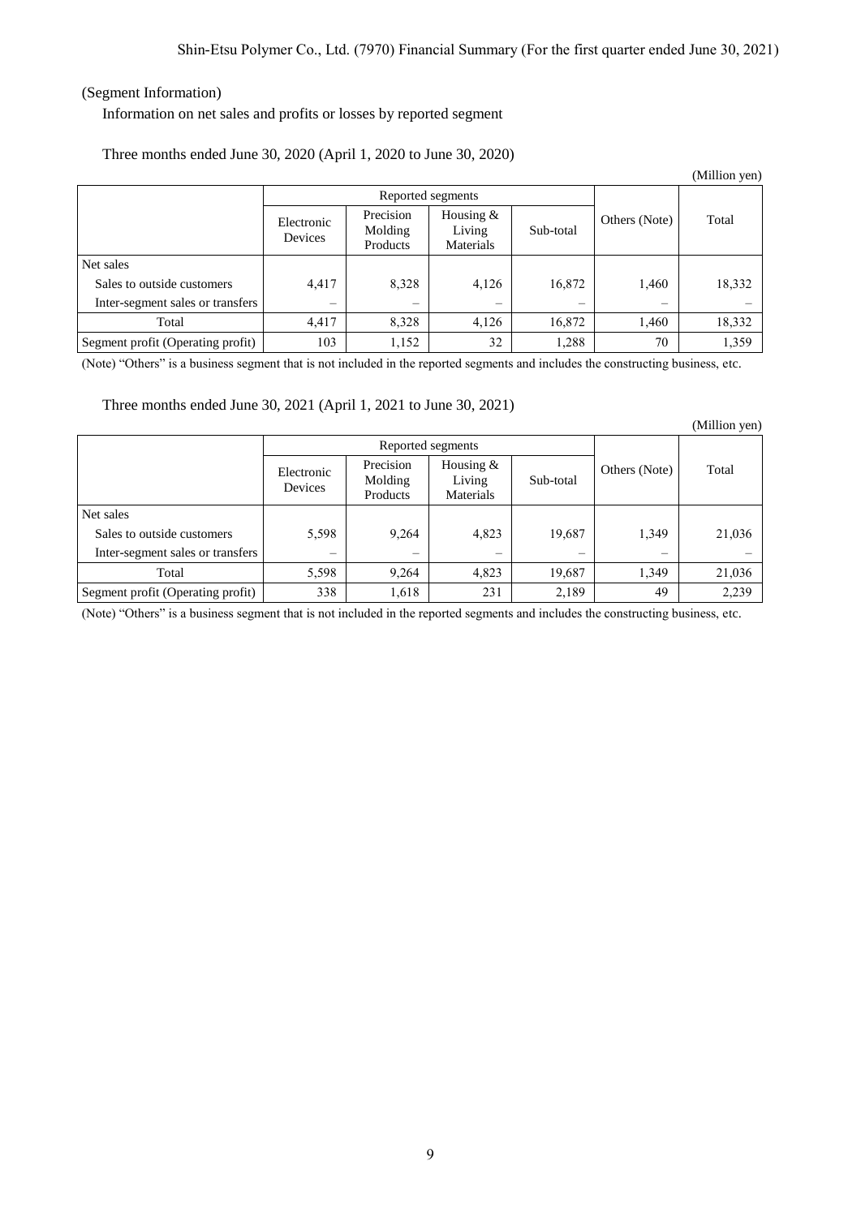(Segment Information)

Information on net sales and profits or losses by reported segment

Three months ended June 30, 2020 (April 1, 2020 to June 30, 2020)

(Million yen)

| | Reported segments | | | | Others (Note) | Total |
|---|---|---|---|---|---|---|
| | Electronic Devices | Precision Molding Products | Housing & Living Materials | Sub-total | | |
| Net sales | | | | | | |
| Sales to outside customers | 4,417 | 8,328 | 4,126 | 16,872 | 1,460 | 18,332 |
| Inter-segment sales or transfers | – | – | – | – | – | – |
| Total | 4,417 | 8,328 | 4,126 | 16,872 | 1,460 | 18,332 |
| Segment profit (Operating profit) | 103 | 1,152 | 32 | 1,288 | 70 | 1,359 |

(Note) “Others” is a business segment that is not included in the reported segments and includes the constructing business, etc.

Three months ended June 30, 2021 (April 1, 2021 to June 30, 2021)

(Million yen)

| | Reported segments | | | | Others (Note) | Total |
|---|---|---|---|---|---|---|
| | Electronic Devices | Precision Molding Products | Housing & Living Materials | Sub-total | | |
| Net sales | | | | | | |
| Sales to outside customers | 5,598 | 9,264 | 4,823 | 19,687 | 1,349 | 21,036 |
| Inter-segment sales or transfers | – | – | – | – | – | – |
| Total | 5,598 | 9,264 | 4,823 | 19,687 | 1,349 | 21,036 |
| Segment profit (Operating profit) | 338 | 1,618 | 231 | 2,189 | 49 | 2,239 |

(Note) “Others” is a business segment that is not included in the reported segments and includes the constructing business, etc.